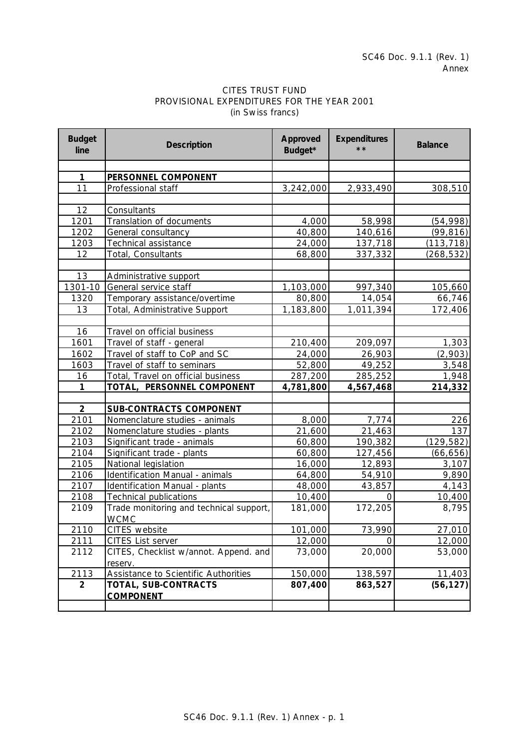SC46 Doc. 9.1.1 (Rev. 1)
Annex

CITES TRUST FUND
PROVISIONAL EXPENDITURES FOR THE YEAR 2001
(in Swiss francs)

| Budget line | Description | Approved Budget* | Expenditures ** | Balance |
|---|---|---|---|---|
| | | | | |
| **1** | **PERSONNEL COMPONENT** | | | |
| 11 | Professional staff | 3,242,000 | 2,933,490 | 308,510 |
| | | | | |
| 12 | Consultants | | | |
| 1201 | Translation of documents | 4,000 | 58,998 | (54,998) |
| 1202 | General consultancy | 40,800 | 140,616 | (99,816) |
| 1203 | Technical assistance | 24,000 | 137,718 | (113,718) |
| 12 | Total, Consultants | 68,800 | 337,332 | (268,532) |
| | | | | |
| 13 | Administrative support | | | |
| 1301-10 | General service staff | 1,103,000 | 997,340 | 105,660 |
| 1320 | Temporary assistance/overtime | 80,800 | 14,054 | 66,746 |
| 13 | Total, Administrative Support | 1,183,800 | 1,011,394 | 172,406 |
| | | | | |
| 16 | Travel on official business | | | |
| 1601 | Travel of staff - general | 210,400 | 209,097 | 1,303 |
| 1602 | Travel of staff to CoP and SC | 24,000 | 26,903 | (2,903) |
| 1603 | Travel of staff to seminars | 52,800 | 49,252 | 3,548 |
| 16 | Total, Travel on official business | 287,200 | 285,252 | 1,948 |
| **1** | **TOTAL, PERSONNEL COMPONENT** | **4,781,800** | **4,567,468** | **214,332** |
| | | | | |
| **2** | **SUB-CONTRACTS COMPONENT** | | | |
| 2101 | Nomenclature studies - animals | 8,000 | 7,774 | 226 |
| 2102 | Nomenclature studies - plants | 21,600 | 21,463 | 137 |
| 2103 | Significant trade - animals | 60,800 | 190,382 | (129,582) |
| 2104 | Significant trade - plants | 60,800 | 127,456 | (66,656) |
| 2105 | National legislation | 16,000 | 12,893 | 3,107 |
| 2106 | Identification Manual - animals | 64,800 | 54,910 | 9,890 |
| 2107 | Identification Manual - plants | 48,000 | 43,857 | 4,143 |
| 2108 | Technical publications | 10,400 | 0 | 10,400 |
| 2109 | Trade monitoring and technical support, WCMC | 181,000 | 172,205 | 8,795 |
| 2110 | CITES website | 101,000 | 73,990 | 27,010 |
| 2111 | CITES List server | 12,000 | 0 | 12,000 |
| 2112 | CITES, Checklist w/annot. Append. and reserv. | 73,000 | 20,000 | 53,000 |
| 2113 | Assistance to Scientific Authorities | 150,000 | 138,597 | 11,403 |
| **2** | **TOTAL, SUB-CONTRACTS COMPONENT** | **807,400** | **863,527** | **(56,127)** |
| | | | | |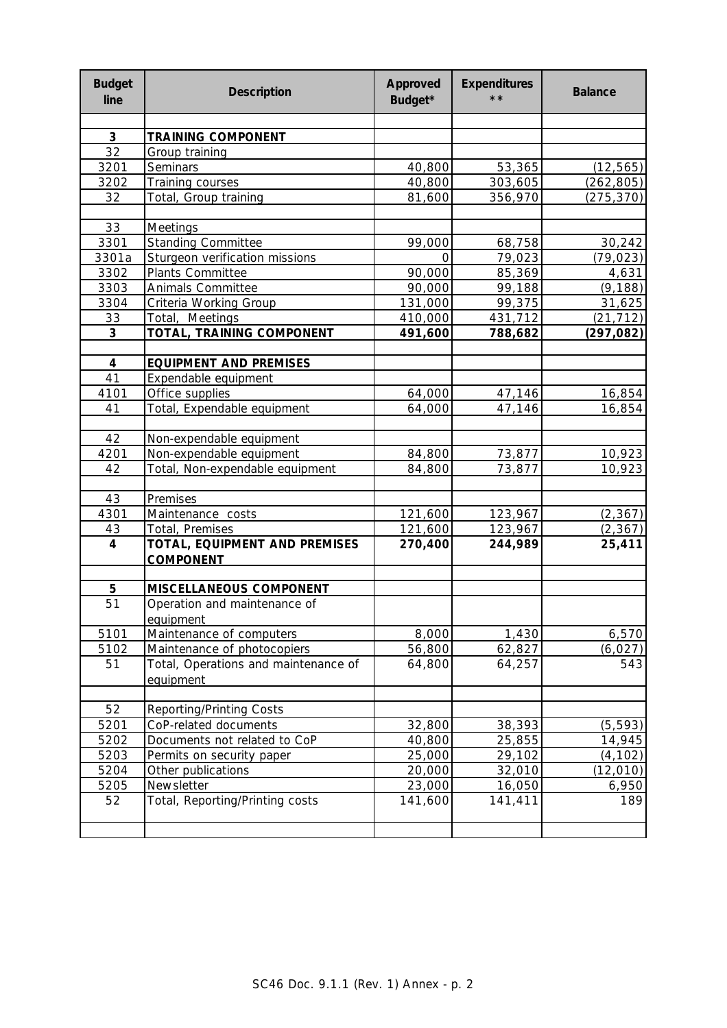| Budget line | Description | Approved Budget* | Expenditures ** | Balance |
|---|---|---|---|---|
| | | | | |
| **3** | **TRAINING COMPONENT** | | | |
| 32 | Group training | | | |
| 3201 | Seminars | 40,800 | 53,365 | (12,565) |
| 3202 | Training courses | 40,800 | 303,605 | (262,805) |
| 32 | Total, Group training | 81,600 | 356,970 | (275,370) |
| | | | | |
| 33 | Meetings | | | |
| 3301 | Standing Committee | 99,000 | 68,758 | 30,242 |
| 3301a | Sturgeon verification missions | 0 | 79,023 | (79,023) |
| 3302 | Plants Committee | 90,000 | 85,369 | 4,631 |
| 3303 | Animals Committee | 90,000 | 99,188 | (9,188) |
| 3304 | Criteria Working Group | 131,000 | 99,375 | 31,625 |
| 33 | Total, Meetings | 410,000 | 431,712 | (21,712) |
| **3** | **TOTAL, TRAINING COMPONENT** | **491,600** | **788,682** | **(297,082)** |
| | | | | |
| **4** | **EQUIPMENT AND PREMISES** | | | |
| 41 | Expendable equipment | | | |
| 4101 | Office supplies | 64,000 | 47,146 | 16,854 |
| 41 | Total, Expendable equipment | 64,000 | 47,146 | 16,854 |
| | | | | |
| 42 | Non-expendable equipment | | | |
| 4201 | Non-expendable equipment | 84,800 | 73,877 | 10,923 |
| 42 | Total, Non-expendable equipment | 84,800 | 73,877 | 10,923 |
| | | | | |
| 43 | Premises | | | |
| 4301 | Maintenance costs | 121,600 | 123,967 | (2,367) |
| 43 | Total, Premises | 121,600 | 123,967 | (2,367) |
| **4** | **TOTAL, EQUIPMENT AND PREMISES COMPONENT** | **270,400** | **244,989** | **25,411** |
| | | | | |
| **5** | **MISCELLANEOUS COMPONENT** | | | |
| 51 | Operation and maintenance of equipment | | | |
| 5101 | Maintenance of computers | 8,000 | 1,430 | 6,570 |
| 5102 | Maintenance of photocopiers | 56,800 | 62,827 | (6,027) |
| 51 | Total, Operations and maintenance of equipment | 64,800 | 64,257 | 543 |
| | | | | |
| 52 | Reporting/Printing Costs | | | |
| 5201 | CoP-related documents | 32,800 | 38,393 | (5,593) |
| 5202 | Documents not related to CoP | 40,800 | 25,855 | 14,945 |
| 5203 | Permits on security paper | 25,000 | 29,102 | (4,102) |
| 5204 | Other publications | 20,000 | 32,010 | (12,010) |
| 5205 | Newsletter | 23,000 | 16,050 | 6,950 |
| 52 | Total, Reporting/Printing costs | 141,600 | 141,411 | 189 |
| | | | | |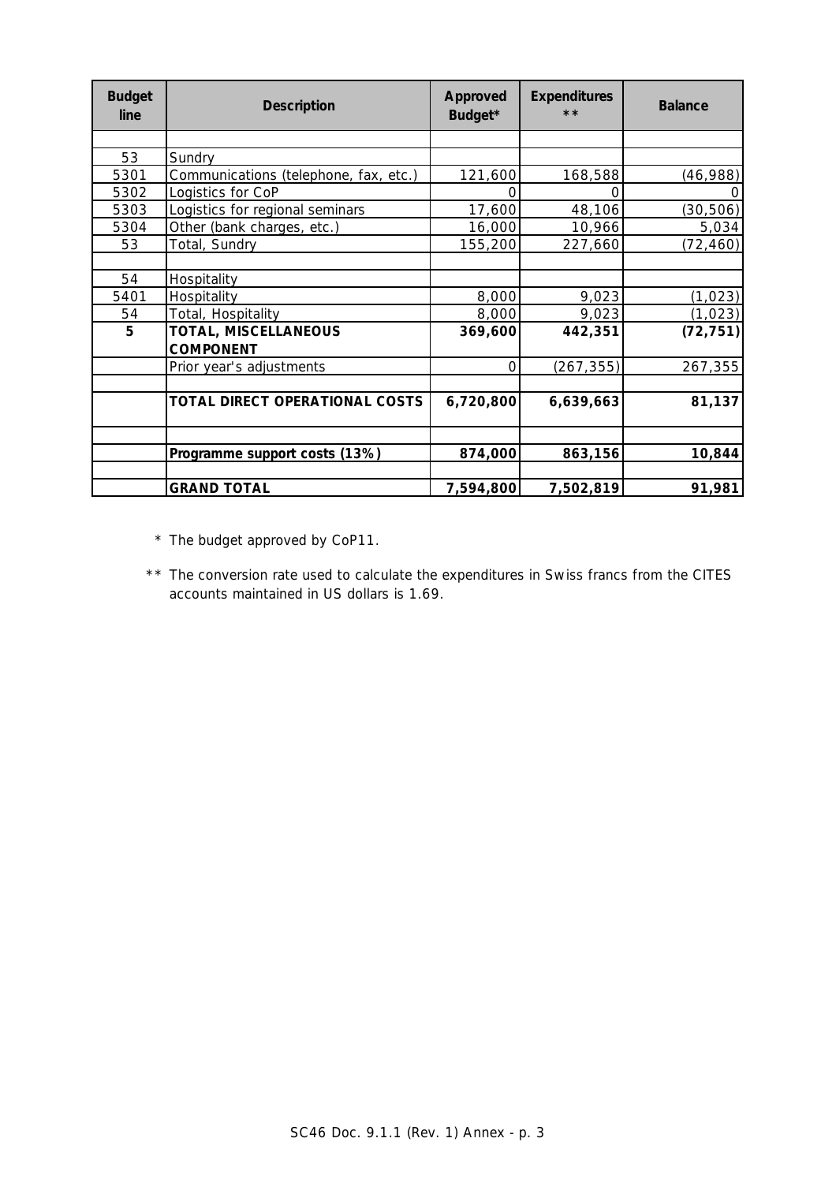| Budget line | Description | Approved Budget* | Expenditures ** | Balance |
|---|---|---|---|---|
| | | | | |
| 53 | Sundry | | | |
| 5301 | Communications (telephone, fax, etc.) | 121,600 | 168,588 | (46,988) |
| 5302 | Logistics for CoP | 0 | 0 | 0 |
| 5303 | Logistics for regional seminars | 17,600 | 48,106 | (30,506) |
| 5304 | Other (bank charges, etc.) | 16,000 | 10,966 | 5,034 |
| 53 | Total, Sundry | 155,200 | 227,660 | (72,460) |
| | | | | |
| 54 | Hospitality | | | |
| 5401 | Hospitality | 8,000 | 9,023 | (1,023) |
| 54 | Total, Hospitality | 8,000 | 9,023 | (1,023) |
| **5** | **TOTAL, MISCELLANEOUS COMPONENT** | **369,600** | **442,351** | **(72,751)** |
| | Prior year's adjustments | 0 | (267,355) | 267,355 |
| | | | | |
| | **TOTAL DIRECT OPERATIONAL COSTS** | **6,720,800** | **6,639,663** | **81,137** |
| | | | | |
| | **Programme support costs (13%)** | **874,000** | **863,156** | **10,844** |
| | | | | |
| | **GRAND TOTAL** | **7,594,800** | **7,502,819** | **91,981** |

\* The budget approved by CoP11.

\** The conversion rate used to calculate the expenditures in Swiss francs from the CITES accounts maintained in US dollars is 1.69.